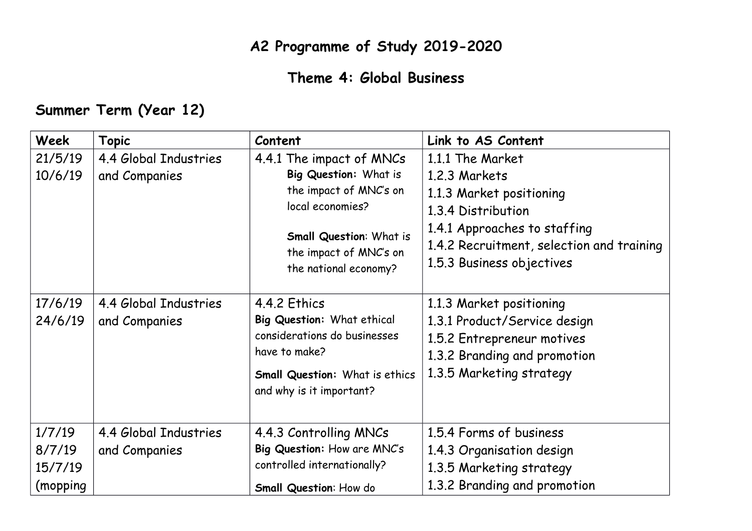# A2 Programme of Study 2019-2020

## Theme 4: Global Business

### Summer Term (Year 12)

| Week | Topic | Content | Link to AS Content |
| --- | --- | --- | --- |
| 21/5/19<br>10/6/19 | 4.4 Global Industries and Companies | 4.4.1 The impact of MNCs<br>**Big Question:** What is the impact of MNC's on local economies?<br><br>**Small Question**: What is the impact of MNC's on the national economy? | 1.1.1 The Market<br>1.2.3 Markets<br>1.1.3 Market positioning<br>1.3.4 Distribution<br>1.4.1 Approaches to staffing<br>1.4.2 Recruitment, selection and training<br>1.5.3 Business objectives |
| 17/6/19<br>24/6/19 | 4.4 Global Industries and Companies | 4.4.2 Ethics<br>**Big Question:** What ethical considerations do businesses have to make?<br>**Small Question:** What is ethics and why is it important? | 1.1.3 Market positioning<br>1.3.1 Product/Service design<br>1.5.2 Entrepreneur motives<br>1.3.2 Branding and promotion<br>1.3.5 Marketing strategy |
| 1/7/19<br>8/7/19<br>15/7/19<br>(mopping | 4.4 Global Industries and Companies | 4.4.3 Controlling MNCs<br>**Big Question:** How are MNC's controlled internationally?<br>**Small Question**: How do | 1.5.4 Forms of business<br>1.4.3 Organisation design<br>1.3.5 Marketing strategy<br>1.3.2 Branding and promotion |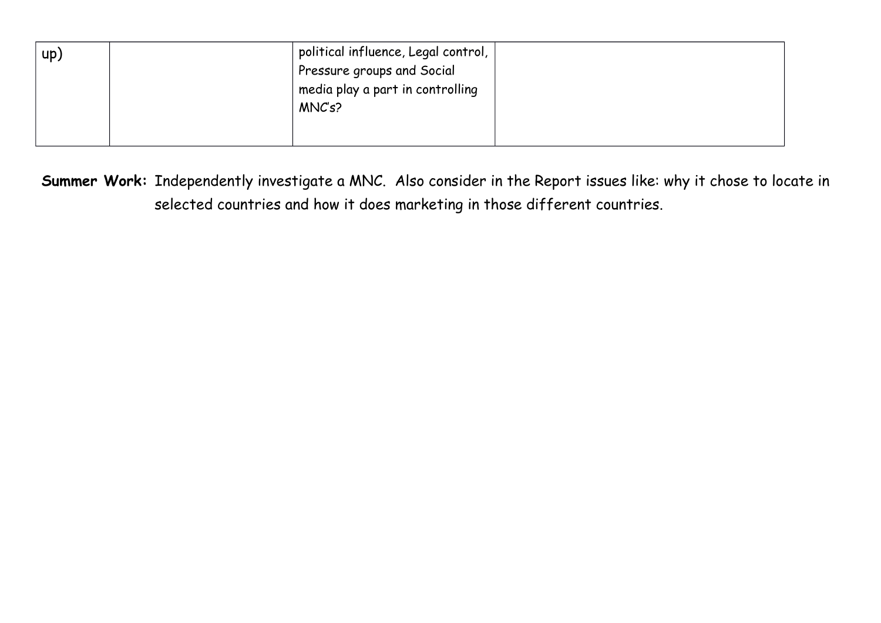| | | | |
|---|---|---|---|
| up) | | political influence, Legal control, Pressure groups and Social media play a part in controlling MNC's? | |

**Summer Work:** Independently investigate a MNC. Also consider in the Report issues like: why it chose to locate in selected countries and how it does marketing in those different countries.